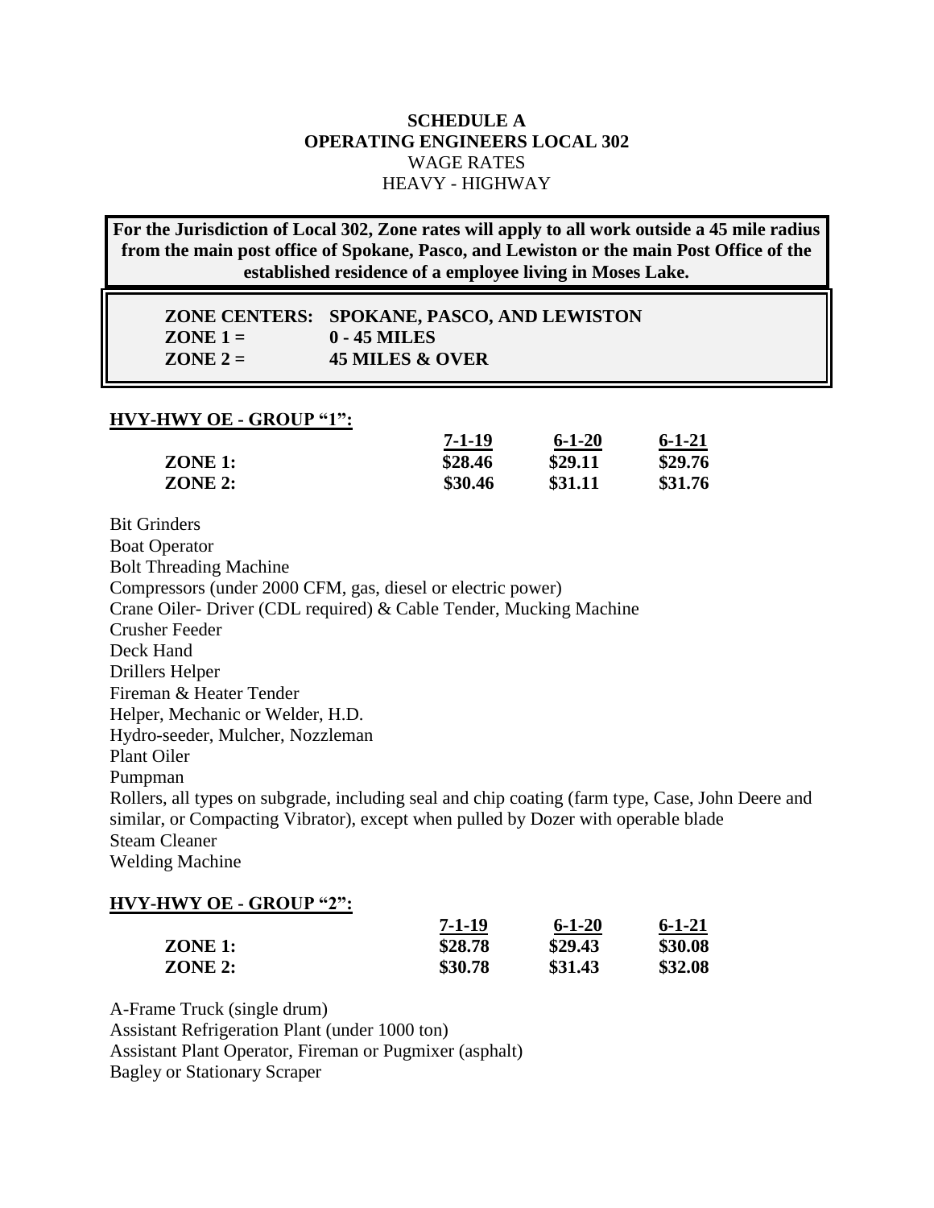**SCHEDULE A**
**OPERATING ENGINEERS LOCAL 302**
WAGE RATES
HEAVY - HIGHWAY

**For the Jurisdiction of Local 302, Zone rates will apply to all work outside a 45 mile radius from the main post office of Spokane, Pasco, and Lewiston or the main Post Office of the established residence of a employee living in Moses Lake.**

| **ZONE CENTERS:** | **SPOKANE, PASCO, AND LEWISTON** |
|---|---|
| **ZONE 1 =** | **0 - 45 MILES** |
| **ZONE 2 =** | **45 MILES & OVER** |

## HVY-HWY OE - GROUP "1":

| | 7-1-19 | 6-1-20 | 6-1-21 |
|---|---|---|---|
| **ZONE 1:** | **$28.46** | **$29.11** | **$29.76** |
| **ZONE 2:** | **$30.46** | **$31.11** | **$31.76** |

Bit Grinders
Boat Operator
Bolt Threading Machine
Compressors (under 2000 CFM, gas, diesel or electric power)
Crane Oiler- Driver (CDL required) & Cable Tender, Mucking Machine
Crusher Feeder
Deck Hand
Drillers Helper
Fireman & Heater Tender
Helper, Mechanic or Welder, H.D.
Hydro-seeder, Mulcher, Nozzleman
Plant Oiler
Pumpman
Rollers, all types on subgrade, including seal and chip coating (farm type, Case, John Deere and similar, or Compacting Vibrator), except when pulled by Dozer with operable blade
Steam Cleaner
Welding Machine

## HVY-HWY OE - GROUP "2":

| | 7-1-19 | 6-1-20 | 6-1-21 |
|---|---|---|---|
| **ZONE 1:** | **$28.78** | **$29.43** | **$30.08** |
| **ZONE 2:** | **$30.78** | **$31.43** | **$32.08** |

A-Frame Truck (single drum)
Assistant Refrigeration Plant (under 1000 ton)
Assistant Plant Operator, Fireman or Pugmixer (asphalt)
Bagley or Stationary Scraper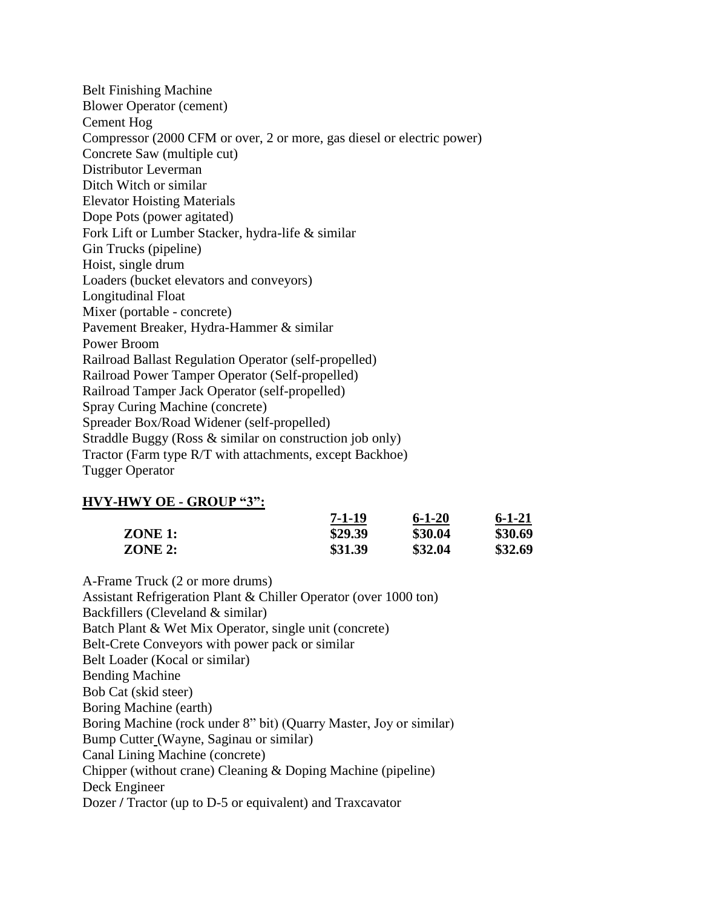Belt Finishing Machine
Blower Operator (cement)
Cement Hog
Compressor (2000 CFM or over, 2 or more, gas diesel or electric power)
Concrete Saw (multiple cut)
Distributor Leverman
Ditch Witch or similar
Elevator Hoisting Materials
Dope Pots (power agitated)
Fork Lift or Lumber Stacker, hydra-life & similar
Gin Trucks (pipeline)
Hoist, single drum
Loaders (bucket elevators and conveyors)
Longitudinal Float
Mixer (portable - concrete)
Pavement Breaker, Hydra-Hammer & similar
Power Broom
Railroad Ballast Regulation Operator (self-propelled)
Railroad Power Tamper Operator (Self-propelled)
Railroad Tamper Jack Operator (self-propelled)
Spray Curing Machine (concrete)
Spreader Box/Road Widener (self-propelled)
Straddle Buggy (Ross & similar on construction job only)
Tractor (Farm type R/T with attachments, except Backhoe)
Tugger Operator

**HVY-HWY OE - GROUP "3":**

| | 7-1-19 | 6-1-20 | 6-1-21 |
|---|---|---|---|
| **ZONE 1:** | **$29.39** | **$30.04** | **$30.69** |
| **ZONE 2:** | **$31.39** | **$32.04** | **$32.69** |

A-Frame Truck (2 or more drums)
Assistant Refrigeration Plant & Chiller Operator (over 1000 ton)
Backfillers (Cleveland & similar)
Batch Plant & Wet Mix Operator, single unit (concrete)
Belt-Crete Conveyors with power pack or similar
Belt Loader (Kocal or similar)
Bending Machine
Bob Cat (skid steer)
Boring Machine (earth)
Boring Machine (rock under 8" bit) (Quarry Master, Joy or similar)
Bump Cutter (Wayne, Saginau or similar)
Canal Lining Machine (concrete)
Chipper (without crane) Cleaning & Doping Machine (pipeline)
Deck Engineer
Dozer / Tractor (up to D-5 or equivalent) and Traxcavator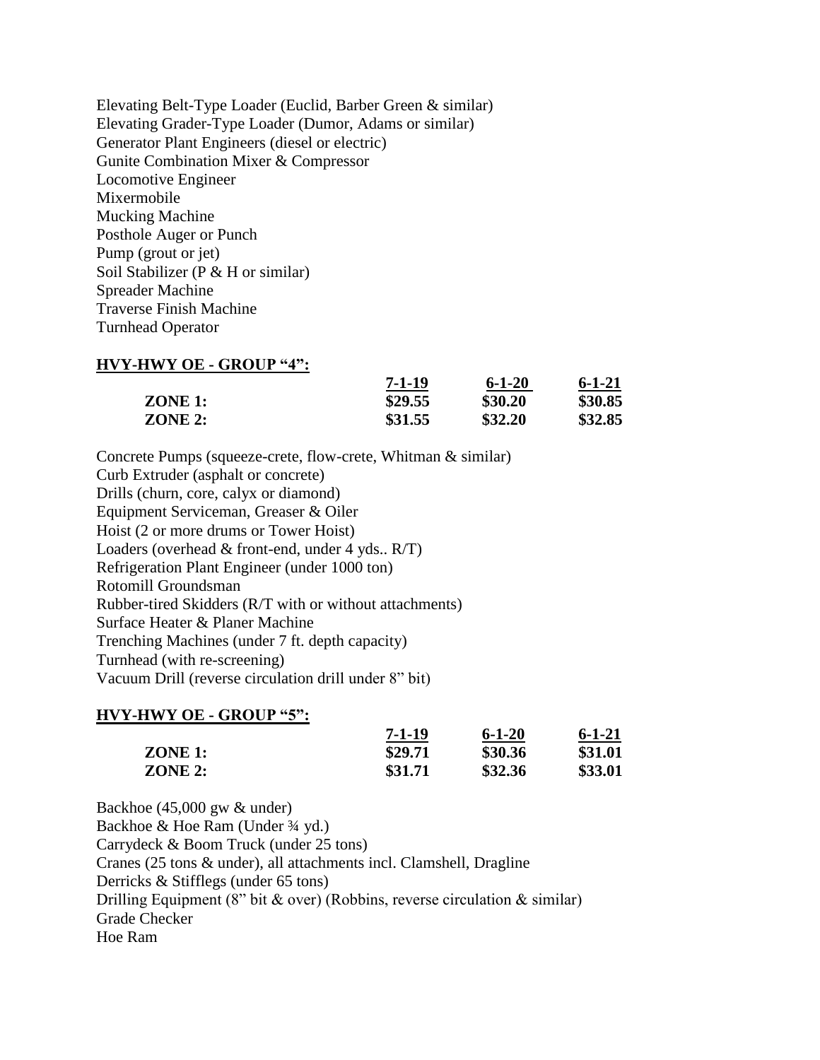Elevating Belt-Type Loader (Euclid, Barber Green & similar)
Elevating Grader-Type Loader (Dumor, Adams or similar)
Generator Plant Engineers (diesel or electric)
Gunite Combination Mixer & Compressor
Locomotive Engineer
Mixermobile
Mucking Machine
Posthole Auger or Punch
Pump (grout or jet)
Soil Stabilizer (P & H or similar)
Spreader Machine
Traverse Finish Machine
Turnhead Operator

**HVY-HWY OE - GROUP "4":**

| | 7-1-19 | 6-1-20 | 6-1-21 |
|---|---|---|---|
| **ZONE 1:** | **$29.55** | **$30.20** | **$30.85** |
| **ZONE 2:** | **$31.55** | **$32.20** | **$32.85** |

Concrete Pumps (squeeze-crete, flow-crete, Whitman & similar)
Curb Extruder (asphalt or concrete)
Drills (churn, core, calyx or diamond)
Equipment Serviceman, Greaser & Oiler
Hoist (2 or more drums or Tower Hoist)
Loaders (overhead & front-end, under 4 yds.. R/T)
Refrigeration Plant Engineer (under 1000 ton)
Rotomill Groundsman
Rubber-tired Skidders (R/T with or without attachments)
Surface Heater & Planer Machine
Trenching Machines (under 7 ft. depth capacity)
Turnhead (with re-screening)
Vacuum Drill (reverse circulation drill under 8" bit)

**HVY-HWY OE - GROUP "5":**

| | 7-1-19 | 6-1-20 | 6-1-21 |
|---|---|---|---|
| **ZONE 1:** | **$29.71** | **$30.36** | **$31.01** |
| **ZONE 2:** | **$31.71** | **$32.36** | **$33.01** |

Backhoe (45,000 gw & under)
Backhoe & Hoe Ram (Under ¾ yd.)
Carrydeck & Boom Truck (under 25 tons)
Cranes (25 tons & under), all attachments incl. Clamshell, Dragline
Derricks & Stifflegs (under 65 tons)
Drilling Equipment (8" bit & over) (Robbins, reverse circulation & similar)
Grade Checker
Hoe Ram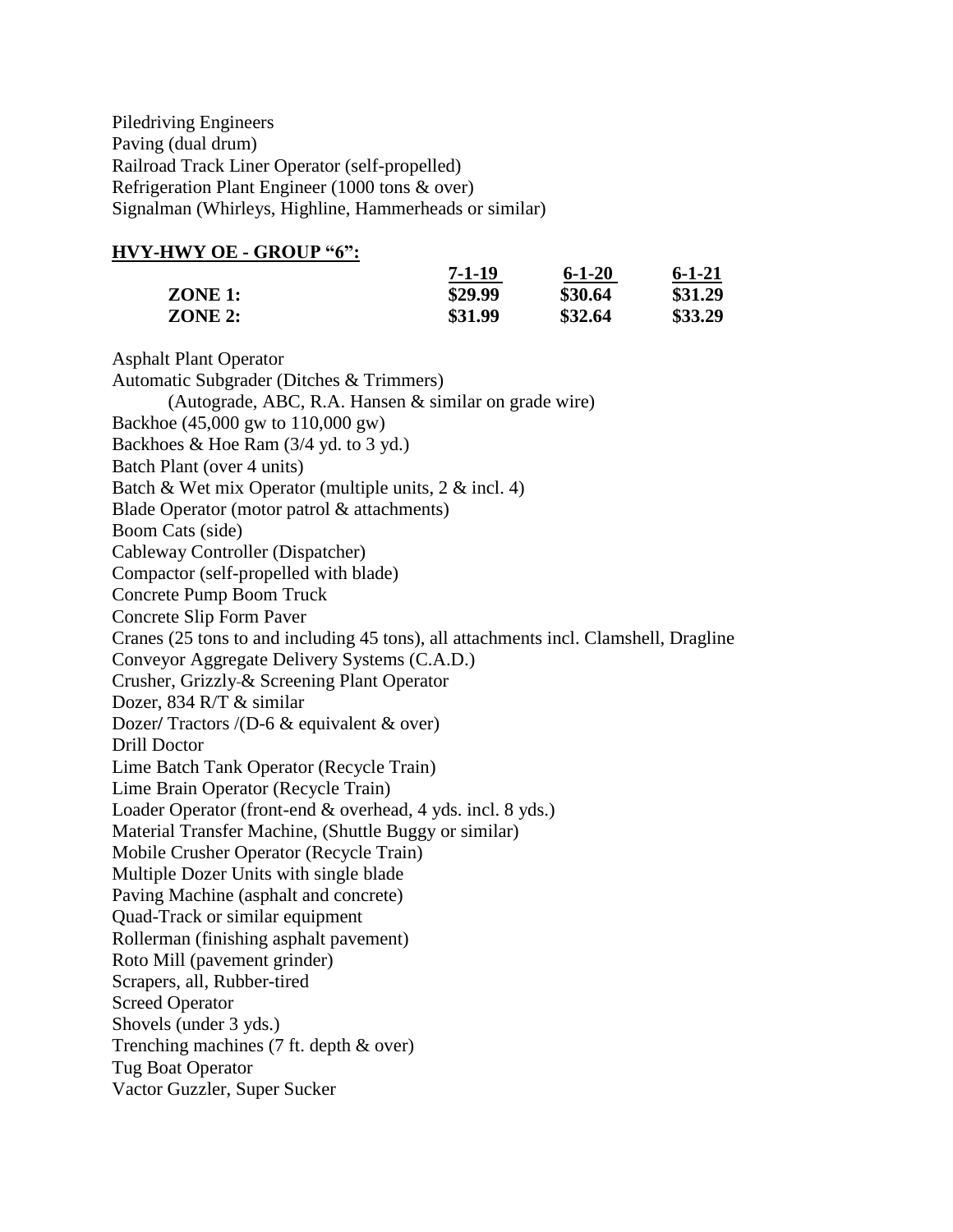Piledriving Engineers
Paving (dual drum)
Railroad Track Liner Operator (self-propelled)
Refrigeration Plant Engineer (1000 tons & over)
Signalman (Whirleys, Highline, Hammerheads or similar)

## HVY-HWY OE - GROUP "6":

| | 7-1-19 | 6-1-20 | 6-1-21 |
|---|---|---|---|
| **ZONE 1:** | **$29.99** | **$30.64** | **$31.29** |
| **ZONE 2:** | **$31.99** | **$32.64** | **$33.29** |

Asphalt Plant Operator
Automatic Subgrader (Ditches & Trimmers)
(Autograde, ABC, R.A. Hansen & similar on grade wire)
Backhoe (45,000 gw to 110,000 gw)
Backhoes & Hoe Ram (3/4 yd. to 3 yd.)
Batch Plant (over 4 units)
Batch & Wet mix Operator (multiple units, 2 & incl. 4)
Blade Operator (motor patrol & attachments)
Boom Cats (side)
Cableway Controller (Dispatcher)
Compactor (self-propelled with blade)
Concrete Pump Boom Truck
Concrete Slip Form Paver
Cranes (25 tons to and including 45 tons), all attachments incl. Clamshell, Dragline
Conveyor Aggregate Delivery Systems (C.A.D.)
Crusher, Grizzly & Screening Plant Operator
Dozer, 834 R/T & similar
Dozer/ Tractors /(D-6 & equivalent & over)
Drill Doctor
Lime Batch Tank Operator (Recycle Train)
Lime Brain Operator (Recycle Train)
Loader Operator (front-end & overhead, 4 yds. incl. 8 yds.)
Material Transfer Machine, (Shuttle Buggy or similar)
Mobile Crusher Operator (Recycle Train)
Multiple Dozer Units with single blade
Paving Machine (asphalt and concrete)
Quad-Track or similar equipment
Rollerman (finishing asphalt pavement)
Roto Mill (pavement grinder)
Scrapers, all, Rubber-tired
Screed Operator
Shovels (under 3 yds.)
Trenching machines (7 ft. depth & over)
Tug Boat Operator
Vactor Guzzler, Super Sucker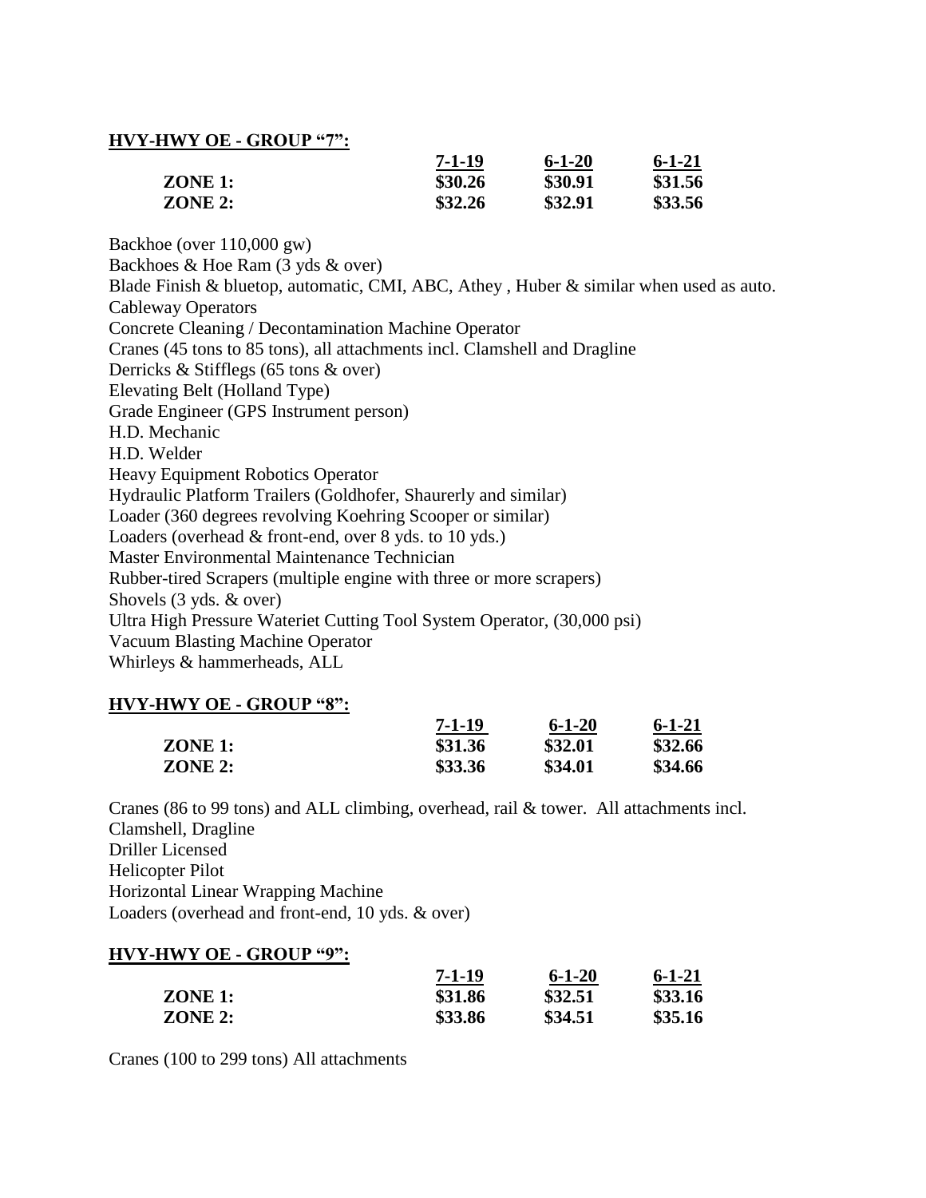**HVY-HWY OE - GROUP "7":**

| | 7-1-19 | 6-1-20 | 6-1-21 |
|---|---|---|---|
| **ZONE 1:** | **$30.26** | **$30.91** | **$31.56** |
| **ZONE 2:** | **$32.26** | **$32.91** | **$33.56** |

Backhoe (over 110,000 gw)
Backhoes & Hoe Ram (3 yds & over)
Blade Finish & bluetop, automatic, CMI, ABC, Athey , Huber & similar when used as auto.
Cableway Operators
Concrete Cleaning / Decontamination Machine Operator
Cranes (45 tons to 85 tons), all attachments incl. Clamshell and Dragline
Derricks & Stifflegs (65 tons & over)
Elevating Belt (Holland Type)
Grade Engineer (GPS Instrument person)
H.D. Mechanic
H.D. Welder
Heavy Equipment Robotics Operator
Hydraulic Platform Trailers (Goldhofer, Shaurerly and similar)
Loader (360 degrees revolving Koehring Scooper or similar)
Loaders (overhead & front-end, over 8 yds. to 10 yds.)
Master Environmental Maintenance Technician
Rubber-tired Scrapers (multiple engine with three or more scrapers)
Shovels (3 yds. & over)
Ultra High Pressure Wateriet Cutting Tool System Operator, (30,000 psi)
Vacuum Blasting Machine Operator
Whirleys & hammerheads, ALL

**HVY-HWY OE - GROUP "8":**

| | 7-1-19 | 6-1-20 | 6-1-21 |
|---|---|---|---|
| **ZONE 1:** | **$31.36** | **$32.01** | **$32.66** |
| **ZONE 2:** | **$33.36** | **$34.01** | **$34.66** |

Cranes (86 to 99 tons) and ALL climbing, overhead, rail & tower. All attachments incl. Clamshell, Dragline
Driller Licensed
Helicopter Pilot
Horizontal Linear Wrapping Machine
Loaders (overhead and front-end, 10 yds. & over)

**HVY-HWY OE - GROUP "9":**

| | 7-1-19 | 6-1-20 | 6-1-21 |
|---|---|---|---|
| **ZONE 1:** | **$31.86** | **$32.51** | **$33.16** |
| **ZONE 2:** | **$33.86** | **$34.51** | **$35.16** |

Cranes (100 to 299 tons) All attachments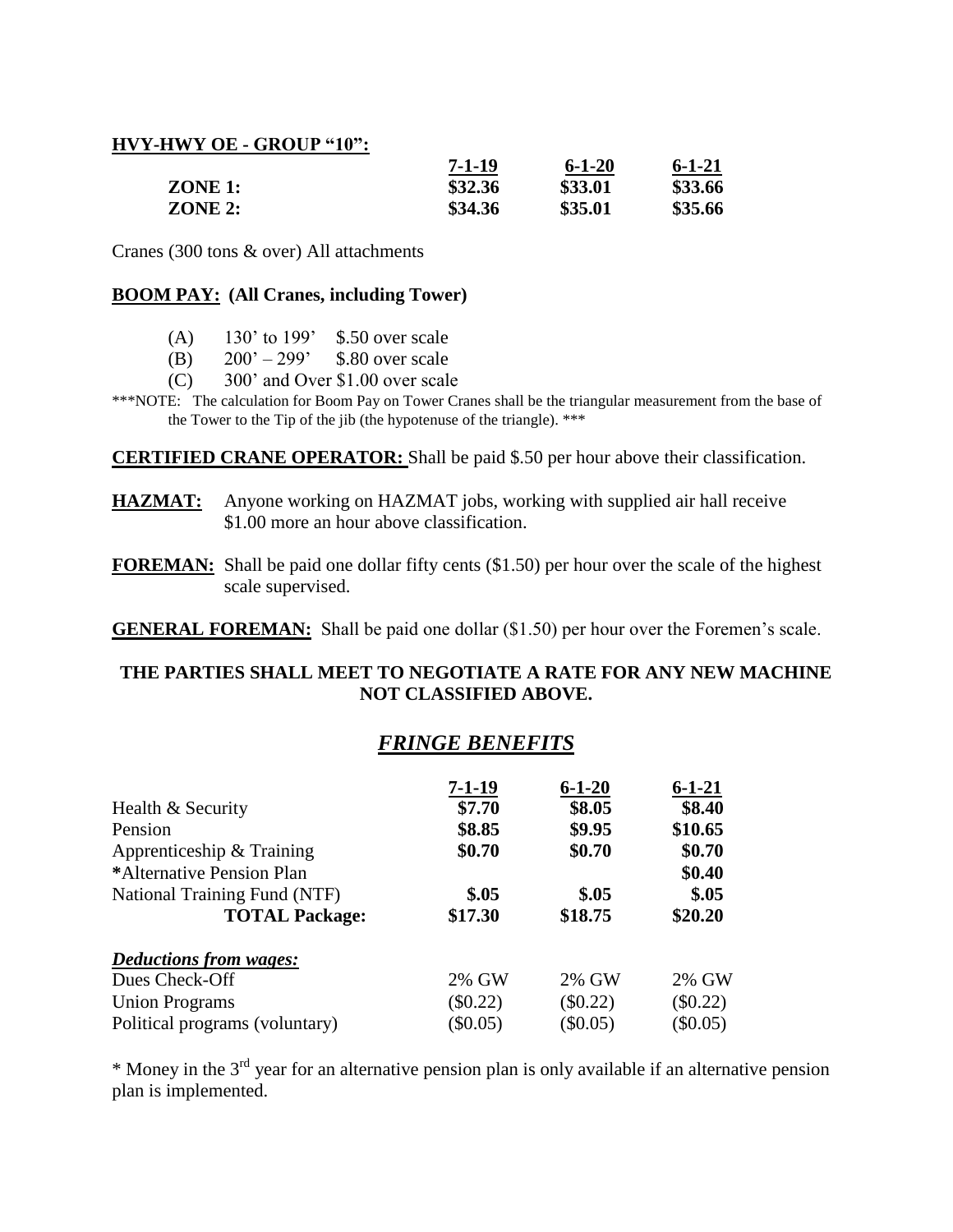**HVY-HWY OE - GROUP "10":**

| | 7-1-19 | 6-1-20 | 6-1-21 |
|---|---|---|---|
| **ZONE 1:** | **$32.36** | **$33.01** | **$33.66** |
| **ZONE 2:** | **$34.36** | **$35.01** | **$35.66** |

Cranes (300 tons & over) All attachments

**BOOM PAY: (All Cranes, including Tower)**

(A) 130' to 199' $.50 over scale
(B) 200' – 299' $.80 over scale
(C) 300' and Over $1.00 over scale

***NOTE: The calculation for Boom Pay on Tower Cranes shall be the triangular measurement from the base of the Tower to the Tip of the jib (the hypotenuse of the triangle). ***

**CERTIFIED CRANE OPERATOR:** Shall be paid $.50 per hour above their classification.

**HAZMAT:** Anyone working on HAZMAT jobs, working with supplied air hall receive $1.00 more an hour above classification.

**FOREMAN:** Shall be paid one dollar fifty cents ($1.50) per hour over the scale of the highest scale supervised.

**GENERAL FOREMAN:** Shall be paid one dollar ($1.50) per hour over the Foremen's scale.

**THE PARTIES SHALL MEET TO NEGOTIATE A RATE FOR ANY NEW MACHINE NOT CLASSIFIED ABOVE.**

## ***FRINGE BENEFITS***

| | 7-1-19 | 6-1-20 | 6-1-21 |
|---|---|---|---|
| Health & Security | **$7.70** | **$8.05** | **$8.40** |
| Pension | **$8.85** | **$9.95** | **$10.65** |
| Apprenticeship & Training | **$0.70** | **$0.70** | **$0.70** |
| ***Alternative Pension Plan** | | | **$0.40** |
| National Training Fund (NTF) | **$.05** | **$.05** | **$.05** |
| **TOTAL Package:** | **$17.30** | **$18.75** | **$20.20** |
| ***Deductions from wages:*** | | | |
| Dues Check-Off | 2% GW | 2% GW | 2% GW |
| Union Programs | ($0.22) | ($0.22) | ($0.22) |
| Political programs (voluntary) | ($0.05) | ($0.05) | ($0.05) |

* Money in the 3rd year for an alternative pension plan is only available if an alternative pension plan is implemented.